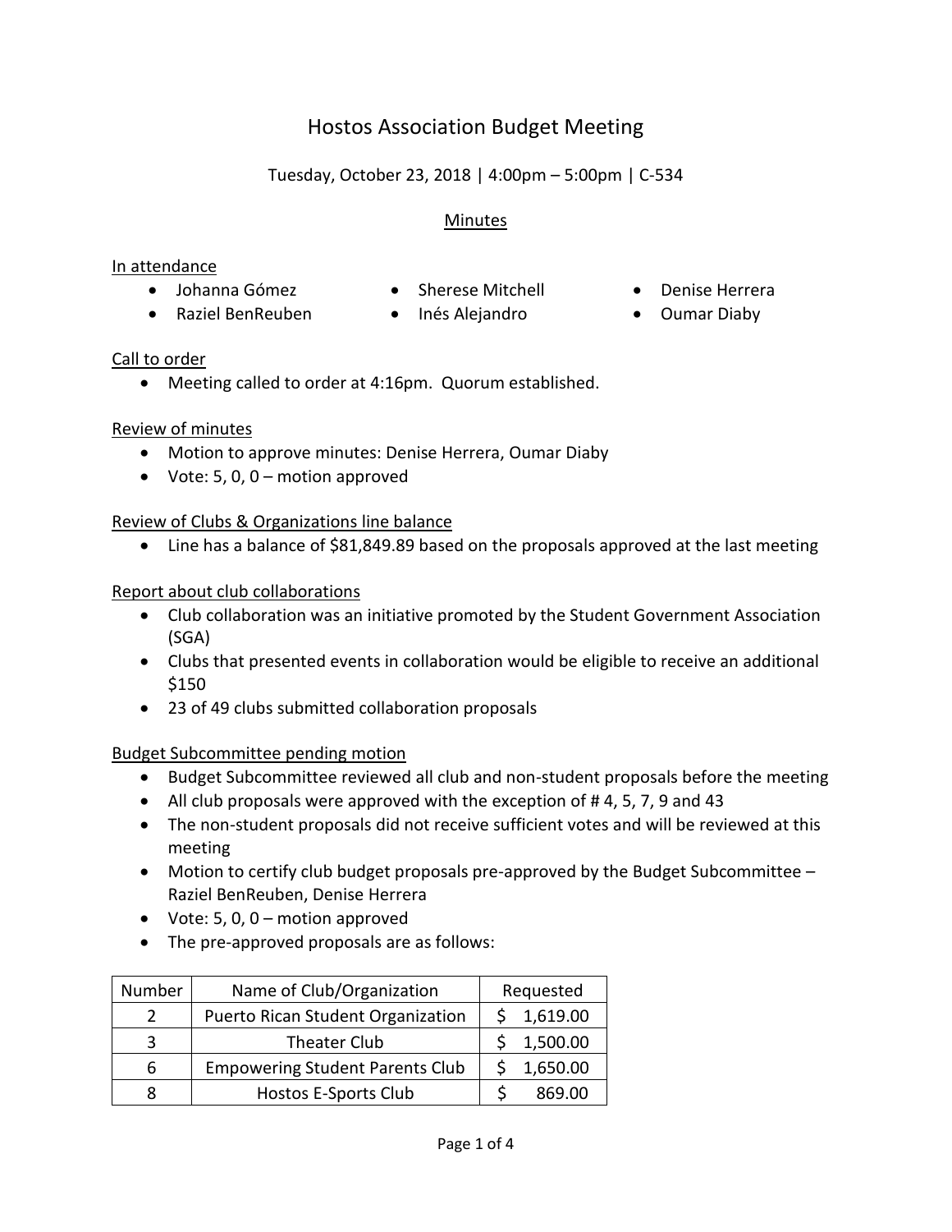# Hostos Association Budget Meeting

Tuesday, October 23, 2018 | 4:00pm – 5:00pm | C-534

## Minutes

In attendance

- Johanna Gómez
- Sherese Mitchell
- Denise Herrera
- Raziel BenReuben
- Inés Alejandro
- Oumar Diaby

Call to order

- Meeting called to order at 4:16pm. Quorum established.

Review of minutes

- Motion to approve minutes: Denise Herrera, Oumar Diaby
- Vote: 5, 0, 0 – motion approved

Review of Clubs & Organizations line balance

- Line has a balance of $81,849.89 based on the proposals approved at the last meeting

Report about club collaborations

- Club collaboration was an initiative promoted by the Student Government Association (SGA)
- Clubs that presented events in collaboration would be eligible to receive an additional $150
- 23 of 49 clubs submitted collaboration proposals

Budget Subcommittee pending motion

- Budget Subcommittee reviewed all club and non-student proposals before the meeting
- All club proposals were approved with the exception of # 4, 5, 7, 9 and 43
- The non-student proposals did not receive sufficient votes and will be reviewed at this meeting
- Motion to certify club budget proposals pre-approved by the Budget Subcommittee – Raziel BenReuben, Denise Herrera
- Vote: 5, 0, 0 – motion approved
- The pre-approved proposals are as follows:

| Number | Name of Club/Organization | Requested |
|---|---|---|
| 2 | Puerto Rican Student Organization | $ 1,619.00 |
| 3 | Theater Club | $ 1,500.00 |
| 6 | Empowering Student Parents Club | $ 1,650.00 |
| 8 | Hostos E-Sports Club | $ 869.00 |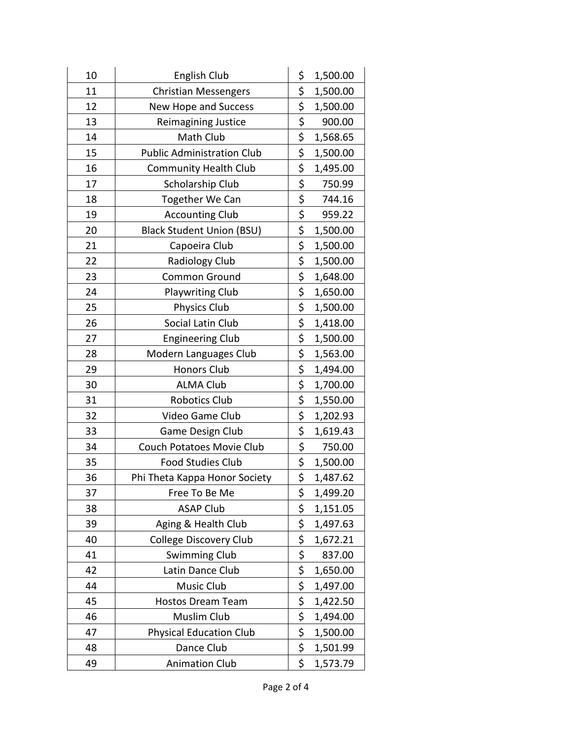| | | |
|---|---|---|
| 10 | English Club | $ 1,500.00 |
| 11 | Christian Messengers | $ 1,500.00 |
| 12 | New Hope and Success | $ 1,500.00 |
| 13 | Reimagining Justice | $ 900.00 |
| 14 | Math Club | $ 1,568.65 |
| 15 | Public Administration Club | $ 1,500.00 |
| 16 | Community Health Club | $ 1,495.00 |
| 17 | Scholarship Club | $ 750.99 |
| 18 | Together We Can | $ 744.16 |
| 19 | Accounting Club | $ 959.22 |
| 20 | Black Student Union (BSU) | $ 1,500.00 |
| 21 | Capoeira Club | $ 1,500.00 |
| 22 | Radiology Club | $ 1,500.00 |
| 23 | Common Ground | $ 1,648.00 |
| 24 | Playwriting Club | $ 1,650.00 |
| 25 | Physics Club | $ 1,500.00 |
| 26 | Social Latin Club | $ 1,418.00 |
| 27 | Engineering Club | $ 1,500.00 |
| 28 | Modern Languages Club | $ 1,563.00 |
| 29 | Honors Club | $ 1,494.00 |
| 30 | ALMA Club | $ 1,700.00 |
| 31 | Robotics Club | $ 1,550.00 |
| 32 | Video Game Club | $ 1,202.93 |
| 33 | Game Design Club | $ 1,619.43 |
| 34 | Couch Potatoes Movie Club | $ 750.00 |
| 35 | Food Studies Club | $ 1,500.00 |
| 36 | Phi Theta Kappa Honor Society | $ 1,487.62 |
| 37 | Free To Be Me | $ 1,499.20 |
| 38 | ASAP Club | $ 1,151.05 |
| 39 | Aging & Health Club | $ 1,497.63 |
| 40 | College Discovery Club | $ 1,672.21 |
| 41 | Swimming Club | $ 837.00 |
| 42 | Latin Dance Club | $ 1,650.00 |
| 44 | Music Club | $ 1,497.00 |
| 45 | Hostos Dream Team | $ 1,422.50 |
| 46 | Muslim Club | $ 1,494.00 |
| 47 | Physical Education Club | $ 1,500.00 |
| 48 | Dance Club | $ 1,501.99 |
| 49 | Animation Club | $ 1,573.79 |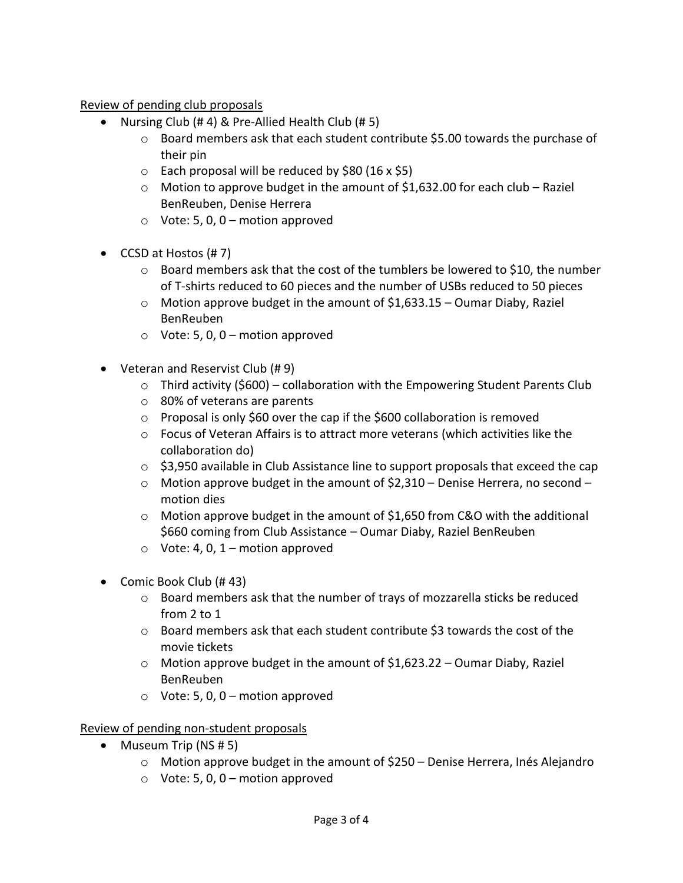<u>Review of pending club proposals</u>

- Nursing Club (# 4) & Pre-Allied Health Club (# 5)
  - Board members ask that each student contribute $5.00 towards the purchase of their pin
  - Each proposal will be reduced by $80 (16 x $5)
  - Motion to approve budget in the amount of $1,632.00 for each club – Raziel BenReuben, Denise Herrera
  - Vote: 5, 0, 0 – motion approved

- CCSD at Hostos (# 7)
  - Board members ask that the cost of the tumblers be lowered to $10, the number of T-shirts reduced to 60 pieces and the number of USBs reduced to 50 pieces
  - Motion approve budget in the amount of $1,633.15 – Oumar Diaby, Raziel BenReuben
  - Vote: 5, 0, 0 – motion approved

- Veteran and Reservist Club (# 9)
  - Third activity ($600) – collaboration with the Empowering Student Parents Club
  - 80% of veterans are parents
  - Proposal is only $60 over the cap if the $600 collaboration is removed
  - Focus of Veteran Affairs is to attract more veterans (which activities like the collaboration do)
  - $3,950 available in Club Assistance line to support proposals that exceed the cap
  - Motion approve budget in the amount of $2,310 – Denise Herrera, no second – motion dies
  - Motion approve budget in the amount of $1,650 from C&O with the additional $660 coming from Club Assistance – Oumar Diaby, Raziel BenReuben
  - Vote: 4, 0, 1 – motion approved

- Comic Book Club (# 43)
  - Board members ask that the number of trays of mozzarella sticks be reduced from 2 to 1
  - Board members ask that each student contribute $3 towards the cost of the movie tickets
  - Motion approve budget in the amount of $1,623.22 – Oumar Diaby, Raziel BenReuben
  - Vote: 5, 0, 0 – motion approved

<u>Review of pending non-student proposals</u>

- Museum Trip (NS # 5)
  - Motion approve budget in the amount of $250 – Denise Herrera, Inés Alejandro
  - Vote: 5, 0, 0 – motion approved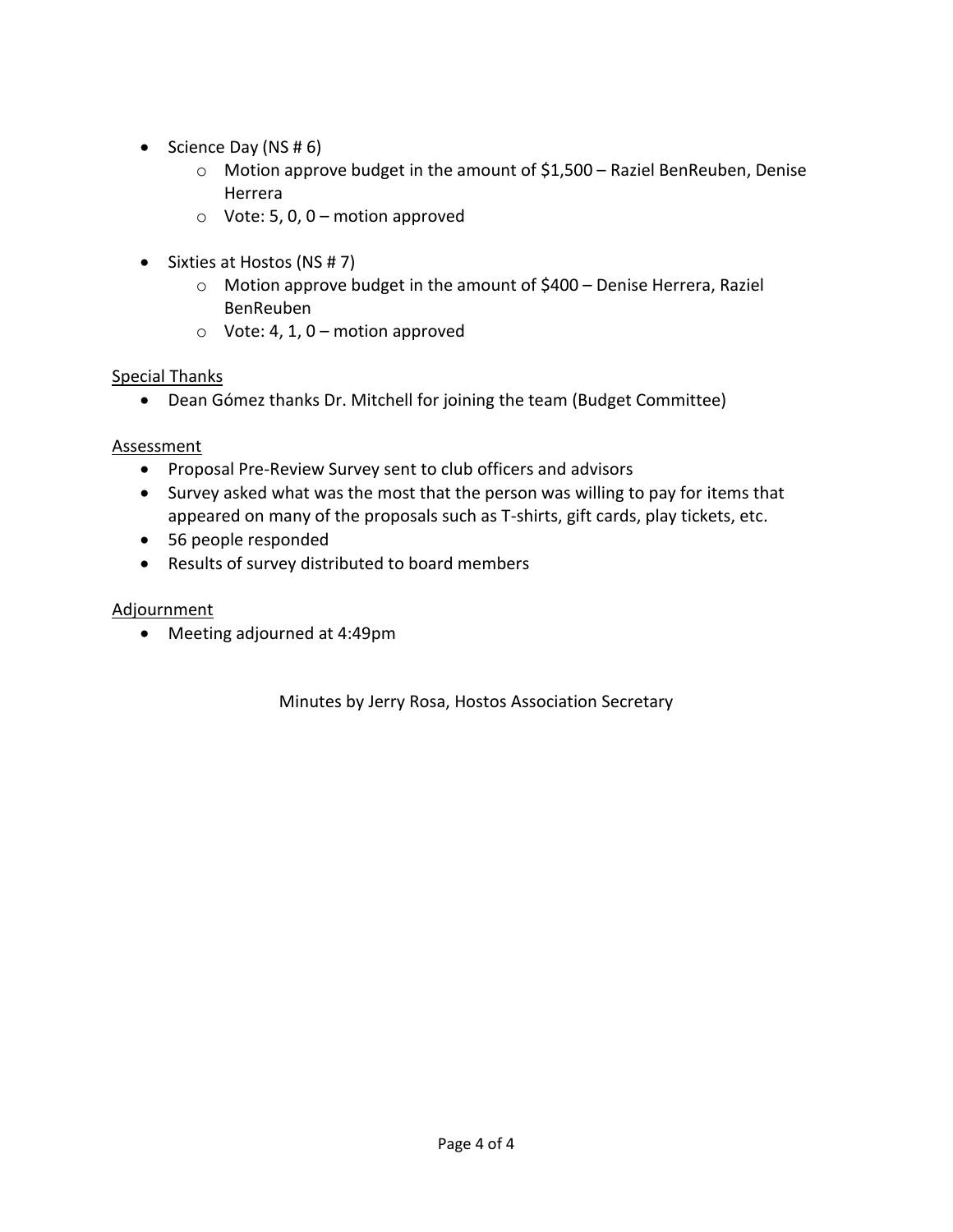- Science Day (NS # 6)
  - Motion approve budget in the amount of $1,500 – Raziel BenReuben, Denise Herrera
  - Vote: 5, 0, 0 – motion approved

- Sixties at Hostos (NS # 7)
  - Motion approve budget in the amount of $400 – Denise Herrera, Raziel BenReuben
  - Vote: 4, 1, 0 – motion approved

Special Thanks

- Dean Gómez thanks Dr. Mitchell for joining the team (Budget Committee)

Assessment

- Proposal Pre-Review Survey sent to club officers and advisors
- Survey asked what was the most that the person was willing to pay for items that appeared on many of the proposals such as T-shirts, gift cards, play tickets, etc.
- 56 people responded
- Results of survey distributed to board members

Adjournment

- Meeting adjourned at 4:49pm

Minutes by Jerry Rosa, Hostos Association Secretary